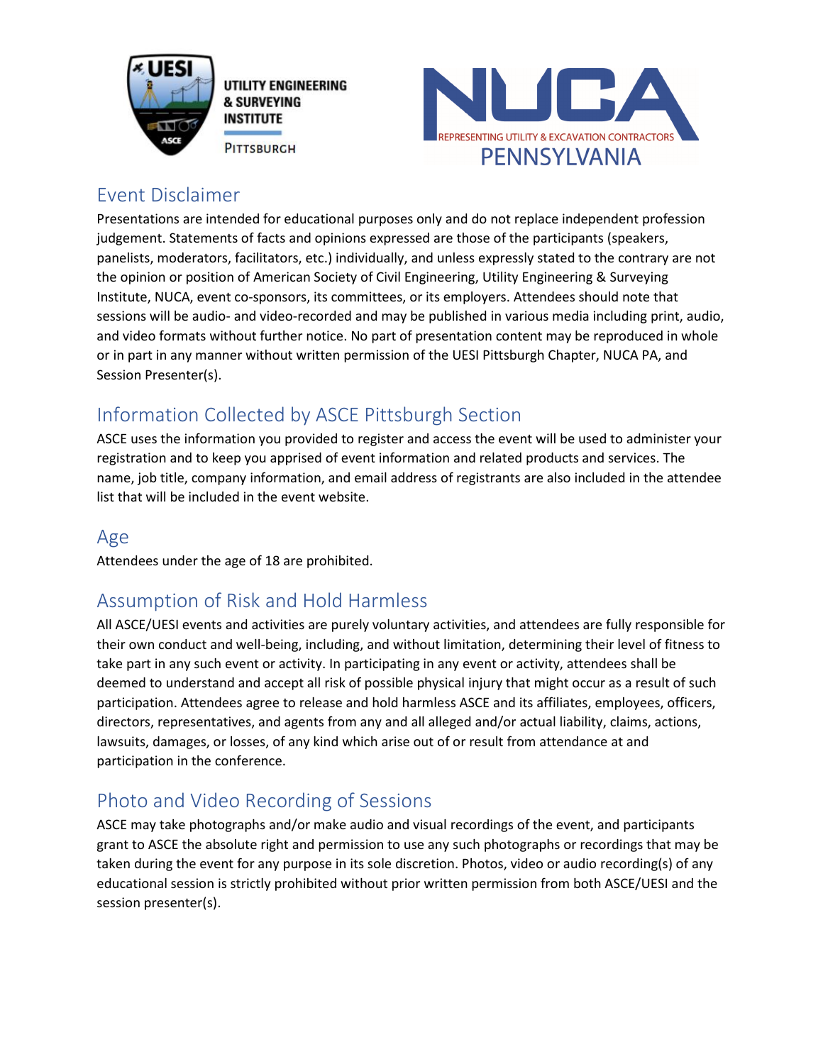UTILITY ENGINEERING & SURVEYING INSTITUTE

PITTSBURGH

NUCA

REPRESENTING UTILITY & EXCAVATION CONTRACTORS

PENNSYLVANIA

## Event Disclaimer

Presentations are intended for educational purposes only and do not replace independent profession judgement. Statements of facts and opinions expressed are those of the participants (speakers, panelists, moderators, facilitators, etc.) individually, and unless expressly stated to the contrary are not the opinion or position of American Society of Civil Engineering, Utility Engineering & Surveying Institute, NUCA, event co-sponsors, its committees, or its employers. Attendees should note that sessions will be audio- and video-recorded and may be published in various media including print, audio, and video formats without further notice. No part of presentation content may be reproduced in whole or in part in any manner without written permission of the UESI Pittsburgh Chapter, NUCA PA, and Session Presenter(s).

## Information Collected by ASCE Pittsburgh Section

ASCE uses the information you provided to register and access the event will be used to administer your registration and to keep you apprised of event information and related products and services. The name, job title, company information, and email address of registrants are also included in the attendee list that will be included in the event website.

## Age

Attendees under the age of 18 are prohibited.

## Assumption of Risk and Hold Harmless

All ASCE/UESI events and activities are purely voluntary activities, and attendees are fully responsible for their own conduct and well-being, including, and without limitation, determining their level of fitness to take part in any such event or activity. In participating in any event or activity, attendees shall be deemed to understand and accept all risk of possible physical injury that might occur as a result of such participation. Attendees agree to release and hold harmless ASCE and its affiliates, employees, officers, directors, representatives, and agents from any and all alleged and/or actual liability, claims, actions, lawsuits, damages, or losses, of any kind which arise out of or result from attendance at and participation in the conference.

## Photo and Video Recording of Sessions

ASCE may take photographs and/or make audio and visual recordings of the event, and participants grant to ASCE the absolute right and permission to use any such photographs or recordings that may be taken during the event for any purpose in its sole discretion. Photos, video or audio recording(s) of any educational session is strictly prohibited without prior written permission from both ASCE/UESI and the session presenter(s).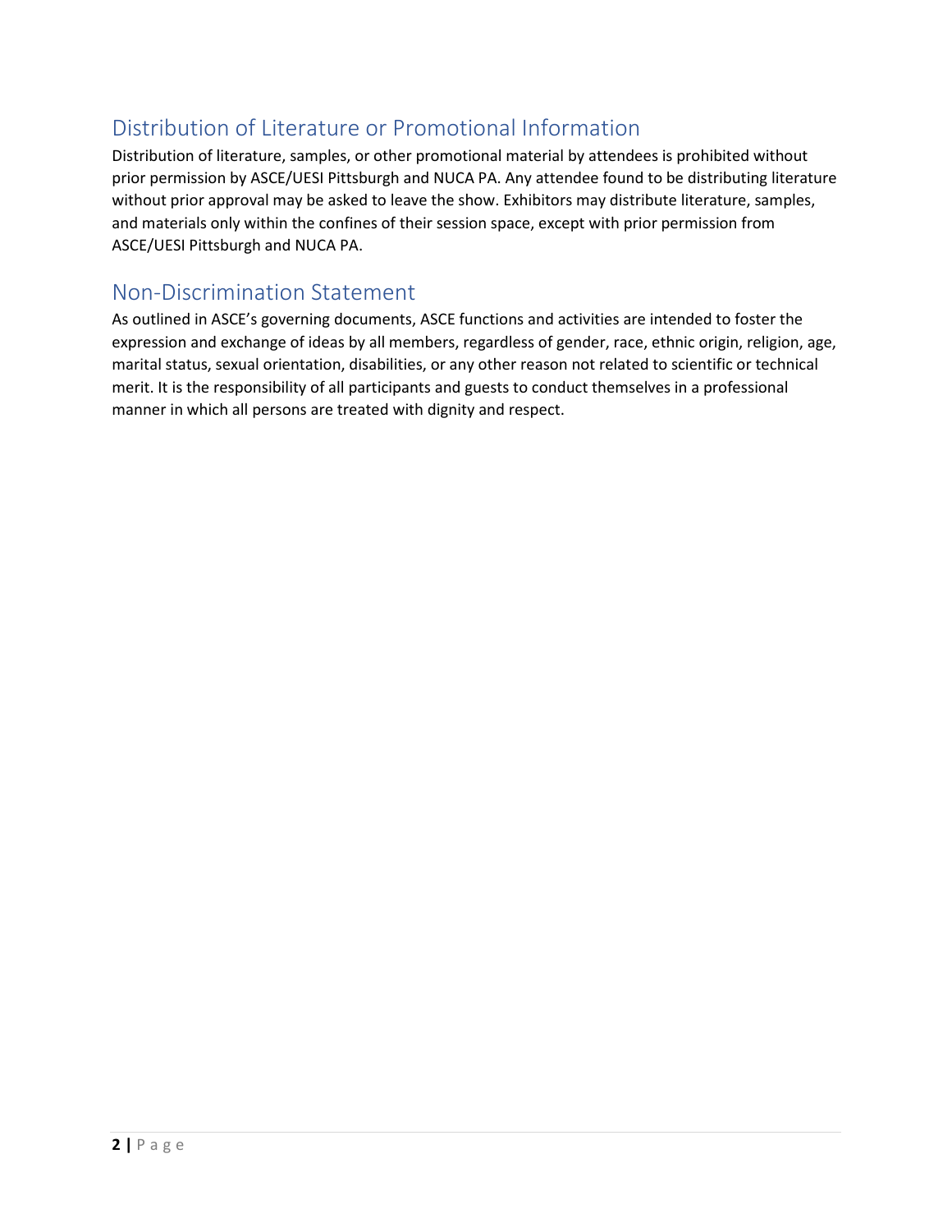## Distribution of Literature or Promotional Information

Distribution of literature, samples, or other promotional material by attendees is prohibited without prior permission by ASCE/UESI Pittsburgh and NUCA PA. Any attendee found to be distributing literature without prior approval may be asked to leave the show. Exhibitors may distribute literature, samples, and materials only within the confines of their session space, except with prior permission from ASCE/UESI Pittsburgh and NUCA PA.

## Non-Discrimination Statement

As outlined in ASCE's governing documents, ASCE functions and activities are intended to foster the expression and exchange of ideas by all members, regardless of gender, race, ethnic origin, religion, age, marital status, sexual orientation, disabilities, or any other reason not related to scientific or technical merit. It is the responsibility of all participants and guests to conduct themselves in a professional manner in which all persons are treated with dignity and respect.